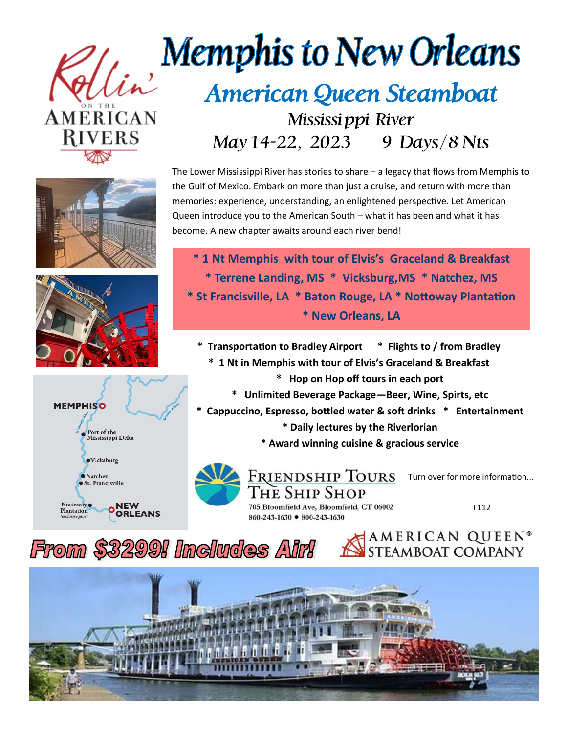Rollin' on the American Rivers

# Memphis to New Orleans

## American Queen Steamboat

### Mississippi River

### May 14-22, 2023 9 Days/8 Nts

The Lower Mississippi River has stories to share – a legacy that flows from Memphis to the Gulf of Mexico. Embark on more than just a cruise, and return with more than memories: experience, understanding, an enlightened perspective. Let American Queen introduce you to the American South – what it has been and what it has become. A new chapter awaits around each river bend!

**\* 1 Nt Memphis with tour of Elvis's Graceland & Breakfast**
**\* Terrene Landing, MS \* Vicksburg,MS \* Natchez, MS**
**\* St Francisville, LA \* Baton Rouge, LA \* Nottoway Plantation**
**\* New Orleans, LA**

MEMPHIS
Port of the Mississippi Delta
Vicksburg
Natchez
St. Francisville
Nottoway Plantation (exclusive port)
NEW ORLEANS

- **Transportation to Bradley Airport**
- **Flights to / from Bradley**
- **1 Nt in Memphis with tour of Elvis's Graceland & Breakfast**
- **Hop on Hop off tours in each port**
- **Unlimited Beverage Package—Beer, Wine, Spirts, etc**
- **Cappuccino, Espresso, bottled water & soft drinks**
- **Entertainment**
- **Daily lectures by the Riverlorian**
- **Award winning cuisine & gracious service**

Friendship Tours
The Ship Shop
705 Bloomfield Ave, Bloomfield, CT 06002
860-243-1630 • 800-243-1630

Turn over for more information...

T112

# From $3299! Includes Air!

American Queen® Steamboat Company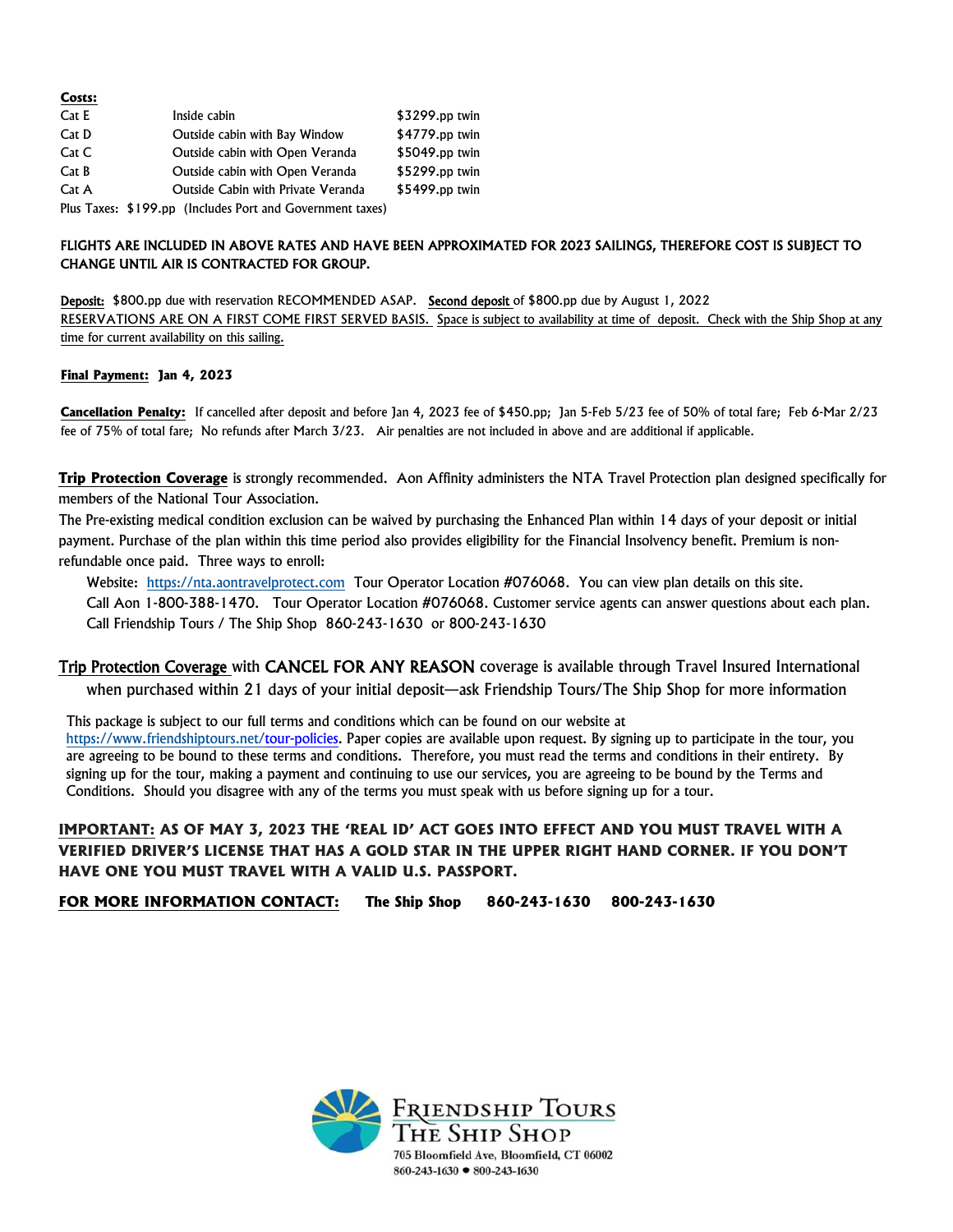**Costs:**

| | | |
|---|---|---|
| Cat E | Inside cabin | $3299.pp twin |
| Cat D | Outside cabin with Bay Window | $4779.pp twin |
| Cat C | Outside cabin with Open Veranda | $5049.pp twin |
| Cat B | Outside cabin with Open Veranda | $5299.pp twin |
| Cat A | Outside Cabin with Private Veranda | $5499.pp twin |

Plus Taxes: $199.pp (Includes Port and Government taxes)

FLIGHTS ARE INCLUDED IN ABOVE RATES AND HAVE BEEN APPROXIMATED FOR 2023 SAILINGS, THEREFORE COST IS SUBJECT TO CHANGE UNTIL AIR IS CONTRACTED FOR GROUP.

**Deposit:** $800.pp due with reservation RECOMMENDED ASAP. **Second deposit** of $800.pp due by August 1, 2022
RESERVATIONS ARE ON A FIRST COME FIRST SERVED BASIS. Space is subject to availability at time of deposit. Check with the Ship Shop at any time for current availability on this sailing.

**Final Payment: Jan 4, 2023**

**Cancellation Penalty:** If cancelled after deposit and before Jan 4, 2023 fee of $450.pp; Jan 5-Feb 5/23 fee of 50% of total fare; Feb 6-Mar 2/23 fee of 75% of total fare; No refunds after March 3/23. Air penalties are not included in above and are additional if applicable.

**Trip Protection Coverage** is strongly recommended. Aon Affinity administers the NTA Travel Protection plan designed specifically for members of the National Tour Association.
The Pre-existing medical condition exclusion can be waived by purchasing the Enhanced Plan within 14 days of your deposit or initial payment. Purchase of the plan within this time period also provides eligibility for the Financial Insolvency benefit. Premium is non-refundable once paid. Three ways to enroll:

Website: https://nta.aontravelprotect.com Tour Operator Location #076068. You can view plan details on this site.
Call Aon 1-800-388-1470. Tour Operator Location #076068. Customer service agents can answer questions about each plan.
Call Friendship Tours / The Ship Shop 860-243-1630 or 800-243-1630

Trip Protection Coverage with CANCEL FOR ANY REASON coverage is available through Travel Insured International when purchased within 21 days of your initial deposit—ask Friendship Tours/The Ship Shop for more information

This package is subject to our full terms and conditions which can be found on our website at https://www.friendshiptours.net/tour-policies. Paper copies are available upon request. By signing up to participate in the tour, you are agreeing to be bound to these terms and conditions. Therefore, you must read the terms and conditions in their entirety. By signing up for the tour, making a payment and continuing to use our services, you are agreeing to be bound by the Terms and Conditions. Should you disagree with any of the terms you must speak with us before signing up for a tour.

**IMPORTANT: AS OF MAY 3, 2023 THE 'REAL ID' ACT GOES INTO EFFECT AND YOU MUST TRAVEL WITH A VERIFIED DRIVER'S LICENSE THAT HAS A GOLD STAR IN THE UPPER RIGHT HAND CORNER. IF YOU DON'T HAVE ONE YOU MUST TRAVEL WITH A VALID U.S. PASSPORT.**

**FOR MORE INFORMATION CONTACT: The Ship Shop 860-243-1630 800-243-1630**

Friendship Tours
The Ship Shop
705 Bloomfield Ave, Bloomfield, CT 06002
860-243-1630 • 800-243-1630